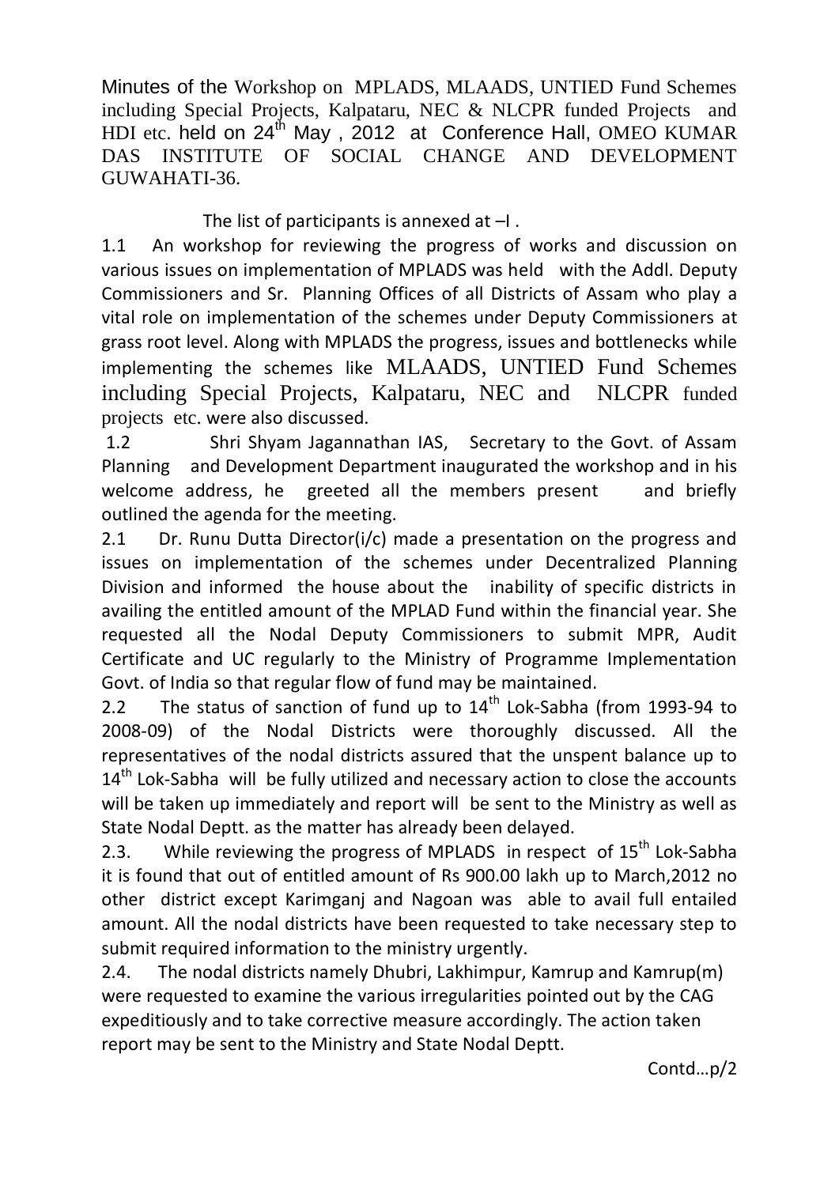Minutes of the Workshop on MPLADS, MLAADS, UNTIED Fund Schemes including Special Projects, Kalpataru, NEC & NLCPR funded Projects and HDI etc. held on 24th May , 2012 at Conference Hall, OMEO KUMAR DAS INSTITUTE OF SOCIAL CHANGE AND DEVELOPMENT GUWAHATI-36.

The list of participants is annexed at –I .

1.1 An workshop for reviewing the progress of works and discussion on various issues on implementation of MPLADS was held with the Addl. Deputy Commissioners and Sr. Planning Offices of all Districts of Assam who play a vital role on implementation of the schemes under Deputy Commissioners at grass root level. Along with MPLADS the progress, issues and bottlenecks while implementing the schemes like MLAADS, UNTIED Fund Schemes including Special Projects, Kalpataru, NEC and NLCPR funded projects etc. were also discussed.

1.2 Shri Shyam Jagannathan IAS, Secretary to the Govt. of Assam Planning and Development Department inaugurated the workshop and in his welcome address, he greeted all the members present and briefly outlined the agenda for the meeting.

2.1 Dr. Runu Dutta Director(i/c) made a presentation on the progress and issues on implementation of the schemes under Decentralized Planning Division and informed the house about the inability of specific districts in availing the entitled amount of the MPLAD Fund within the financial year. She requested all the Nodal Deputy Commissioners to submit MPR, Audit Certificate and UC regularly to the Ministry of Programme Implementation Govt. of India so that regular flow of fund may be maintained.

2.2 The status of sanction of fund up to 14th Lok-Sabha (from 1993-94 to 2008-09) of the Nodal Districts were thoroughly discussed. All the representatives of the nodal districts assured that the unspent balance up to 14th Lok-Sabha will be fully utilized and necessary action to close the accounts will be taken up immediately and report will be sent to the Ministry as well as State Nodal Deptt. as the matter has already been delayed.

2.3. While reviewing the progress of MPLADS in respect of 15th Lok-Sabha it is found that out of entitled amount of Rs 900.00 lakh up to March,2012 no other district except Karimganj and Nagoan was able to avail full entailed amount. All the nodal districts have been requested to take necessary step to submit required information to the ministry urgently.

2.4. The nodal districts namely Dhubri, Lakhimpur, Kamrup and Kamrup(m) were requested to examine the various irregularities pointed out by the CAG expeditiously and to take corrective measure accordingly. The action taken report may be sent to the Ministry and State Nodal Deptt.

Contd…p/2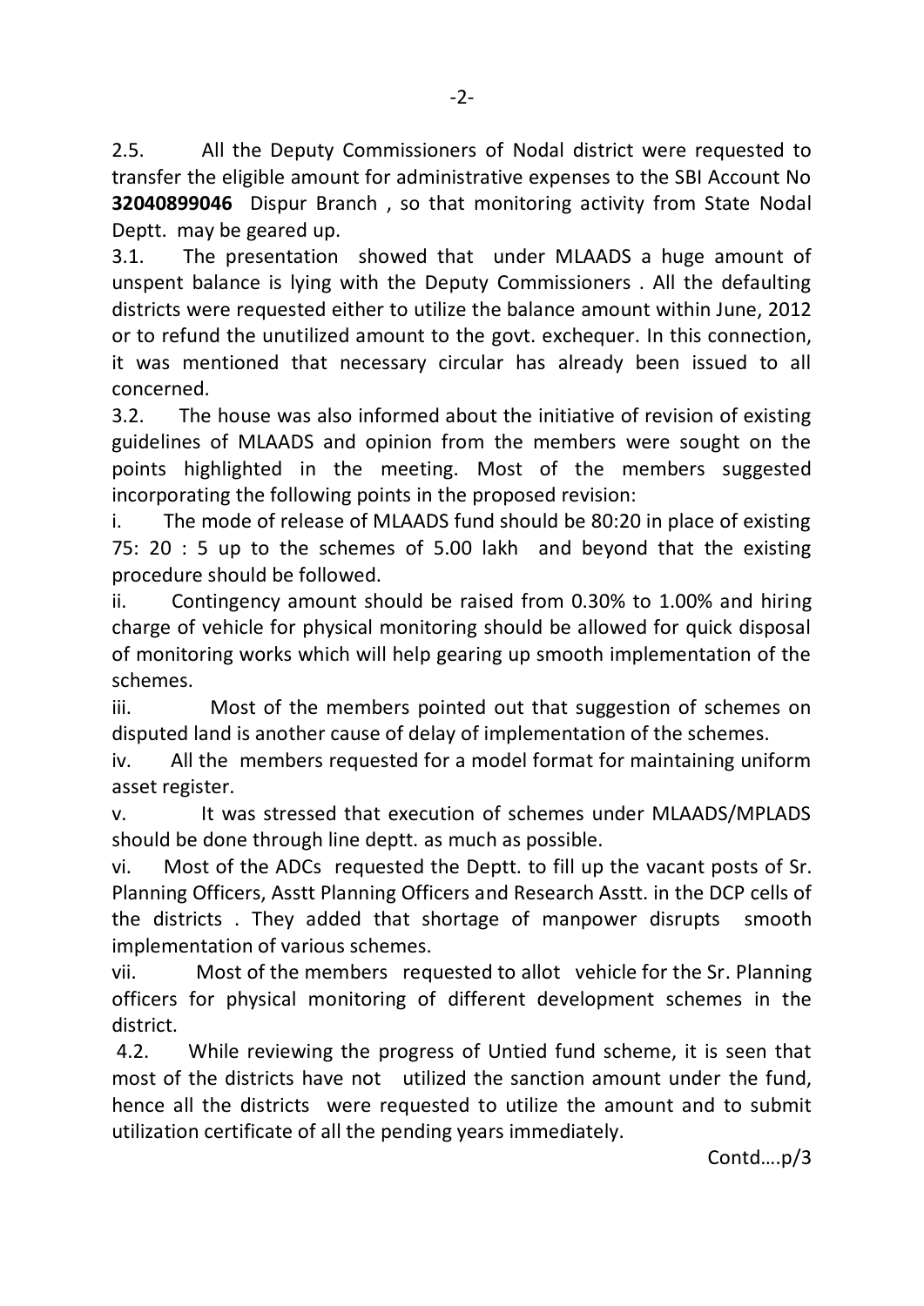2.5. All the Deputy Commissioners of Nodal district were requested to transfer the eligible amount for administrative expenses to the SBI Account No **32040899046** Dispur Branch , so that monitoring activity from State Nodal Deptt. may be geared up.

3.1. The presentation showed that under MLAADS a huge amount of unspent balance is lying with the Deputy Commissioners . All the defaulting districts were requested either to utilize the balance amount within June, 2012 or to refund the unutilized amount to the govt. exchequer. In this connection, it was mentioned that necessary circular has already been issued to all concerned.

3.2. The house was also informed about the initiative of revision of existing guidelines of MLAADS and opinion from the members were sought on the points highlighted in the meeting. Most of the members suggested incorporating the following points in the proposed revision:

i. The mode of release of MLAADS fund should be 80:20 in place of existing 75: 20 : 5 up to the schemes of 5.00 lakh and beyond that the existing procedure should be followed.

ii. Contingency amount should be raised from 0.30% to 1.00% and hiring charge of vehicle for physical monitoring should be allowed for quick disposal of monitoring works which will help gearing up smooth implementation of the schemes.

iii. Most of the members pointed out that suggestion of schemes on disputed land is another cause of delay of implementation of the schemes.

iv. All the members requested for a model format for maintaining uniform asset register.

v. It was stressed that execution of schemes under MLAADS/MPLADS should be done through line deptt. as much as possible.

vi. Most of the ADCs requested the Deptt. to fill up the vacant posts of Sr. Planning Officers, Asstt Planning Officers and Research Asstt. in the DCP cells of the districts . They added that shortage of manpower disrupts smooth implementation of various schemes.

vii. Most of the members requested to allot vehicle for the Sr. Planning officers for physical monitoring of different development schemes in the district.

4.2. While reviewing the progress of Untied fund scheme, it is seen that most of the districts have not utilized the sanction amount under the fund, hence all the districts were requested to utilize the amount and to submit utilization certificate of all the pending years immediately.

Contd….p/3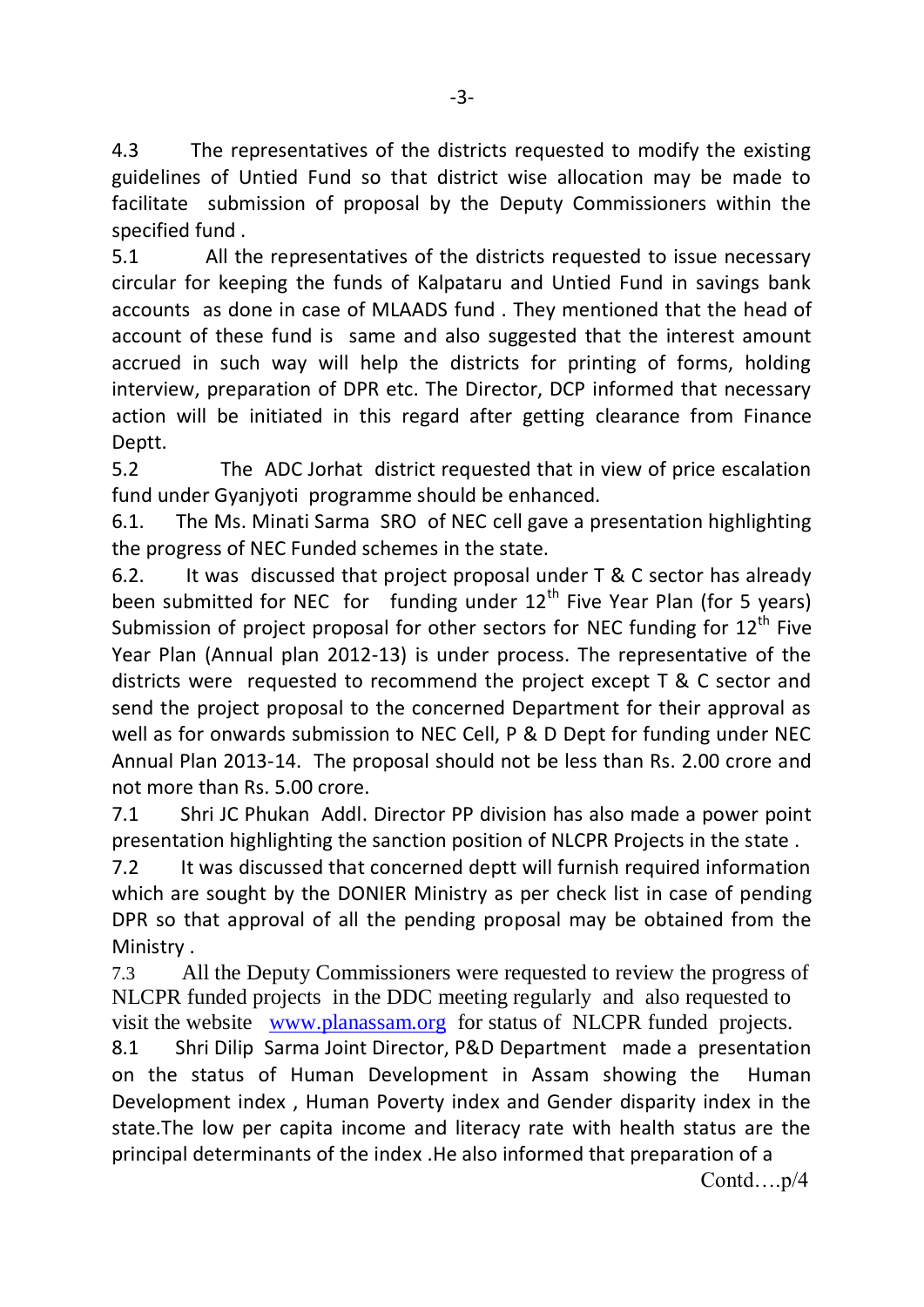4.3 The representatives of the districts requested to modify the existing guidelines of Untied Fund so that district wise allocation may be made to facilitate submission of proposal by the Deputy Commissioners within the specified fund .

5.1 All the representatives of the districts requested to issue necessary circular for keeping the funds of Kalpataru and Untied Fund in savings bank accounts as done in case of MLAADS fund . They mentioned that the head of account of these fund is same and also suggested that the interest amount accrued in such way will help the districts for printing of forms, holding interview, preparation of DPR etc. The Director, DCP informed that necessary action will be initiated in this regard after getting clearance from Finance Deptt.

5.2 The ADC Jorhat district requested that in view of price escalation fund under Gyanjyoti programme should be enhanced.

6.1. The Ms. Minati Sarma SRO of NEC cell gave a presentation highlighting the progress of NEC Funded schemes in the state.

6.2. It was discussed that project proposal under T & C sector has already been submitted for NEC for funding under 12th Five Year Plan (for 5 years) Submission of project proposal for other sectors for NEC funding for 12th Five Year Plan (Annual plan 2012-13) is under process. The representative of the districts were requested to recommend the project except T & C sector and send the project proposal to the concerned Department for their approval as well as for onwards submission to NEC Cell, P & D Dept for funding under NEC Annual Plan 2013-14. The proposal should not be less than Rs. 2.00 crore and not more than Rs. 5.00 crore.

7.1 Shri JC Phukan Addl. Director PP division has also made a power point presentation highlighting the sanction position of NLCPR Projects in the state .

7.2 It was discussed that concerned deptt will furnish required information which are sought by the DONIER Ministry as per check list in case of pending DPR so that approval of all the pending proposal may be obtained from the Ministry .

7.3 All the Deputy Commissioners were requested to review the progress of NLCPR funded projects in the DDC meeting regularly and also requested to visit the website www.planassam.org for status of NLCPR funded projects.

8.1 Shri Dilip Sarma Joint Director, P&D Department made a presentation on the status of Human Development in Assam showing the Human Development index , Human Poverty index and Gender disparity index in the state.The low per capita income and literacy rate with health status are the principal determinants of the index .He also informed that preparation of a

Contd….p/4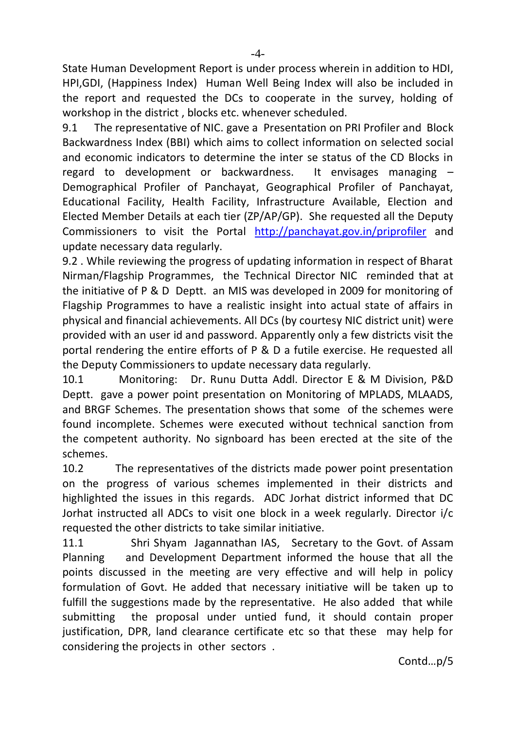State Human Development Report is under process wherein in addition to HDI, HPI,GDI, (Happiness Index) Human Well Being Index will also be included in the report and requested the DCs to cooperate in the survey, holding of workshop in the district , blocks etc. whenever scheduled.

9.1 The representative of NIC. gave a Presentation on PRI Profiler and Block Backwardness Index (BBI) which aims to collect information on selected social and economic indicators to determine the inter se status of the CD Blocks in regard to development or backwardness. It envisages managing – Demographical Profiler of Panchayat, Geographical Profiler of Panchayat, Educational Facility, Health Facility, Infrastructure Available, Election and Elected Member Details at each tier (ZP/AP/GP). She requested all the Deputy Commissioners to visit the Portal [http://panchayat.gov.in/priprofiler](http://panchayat.gov.in/priprofiler) and update necessary data regularly.

9.2 . While reviewing the progress of updating information in respect of Bharat Nirman/Flagship Programmes, the Technical Director NIC reminded that at the initiative of P & D Deptt. an MIS was developed in 2009 for monitoring of Flagship Programmes to have a realistic insight into actual state of affairs in physical and financial achievements. All DCs (by courtesy NIC district unit) were provided with an user id and password. Apparently only a few districts visit the portal rendering the entire efforts of P & D a futile exercise. He requested all the Deputy Commissioners to update necessary data regularly.

10.1 Monitoring: Dr. Runu Dutta Addl. Director E & M Division, P&D Deptt. gave a power point presentation on Monitoring of MPLADS, MLAADS, and BRGF Schemes. The presentation shows that some of the schemes were found incomplete. Schemes were executed without technical sanction from the competent authority. No signboard has been erected at the site of the schemes.

10.2 The representatives of the districts made power point presentation on the progress of various schemes implemented in their districts and highlighted the issues in this regards. ADC Jorhat district informed that DC Jorhat instructed all ADCs to visit one block in a week regularly. Director i/c requested the other districts to take similar initiative.

11.1 Shri Shyam Jagannathan IAS, Secretary to the Govt. of Assam Planning and Development Department informed the house that all the points discussed in the meeting are very effective and will help in policy formulation of Govt. He added that necessary initiative will be taken up to fulfill the suggestions made by the representative. He also added that while submitting the proposal under untied fund, it should contain proper justification, DPR, land clearance certificate etc so that these may help for considering the projects in other sectors .

Contd…p/5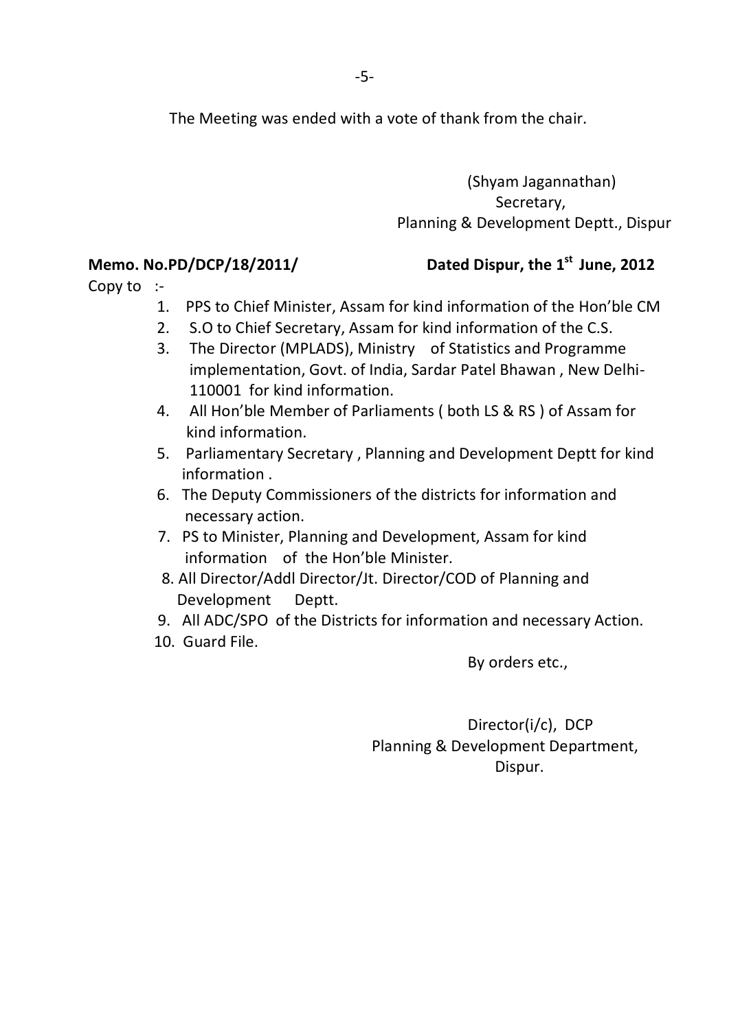The Meeting was ended with a vote of thank from the chair.

(Shyam Jagannathan)
Secretary,
Planning & Development Deptt., Dispur

**Memo. No.PD/DCP/18/2011/** **Dated Dispur, the 1st June, 2012**

Copy to :-

1. PPS to Chief Minister, Assam for kind information of the Hon'ble CM
2. S.O to Chief Secretary, Assam for kind information of the C.S.
3. The Director (MPLADS), Ministry of Statistics and Programme implementation, Govt. of India, Sardar Patel Bhawan , New Delhi-110001 for kind information.
4. All Hon'ble Member of Parliaments ( both LS & RS ) of Assam for kind information.
5. Parliamentary Secretary , Planning and Development Deptt for kind information .
6. The Deputy Commissioners of the districts for information and necessary action.
7. PS to Minister, Planning and Development, Assam for kind information of the Hon'ble Minister.
8. All Director/Addl Director/Jt. Director/COD of Planning and Development Deptt.
9. All ADC/SPO of the Districts for information and necessary Action.
10. Guard File.

By orders etc.,

Director(i/c), DCP
Planning & Development Department,
Dispur.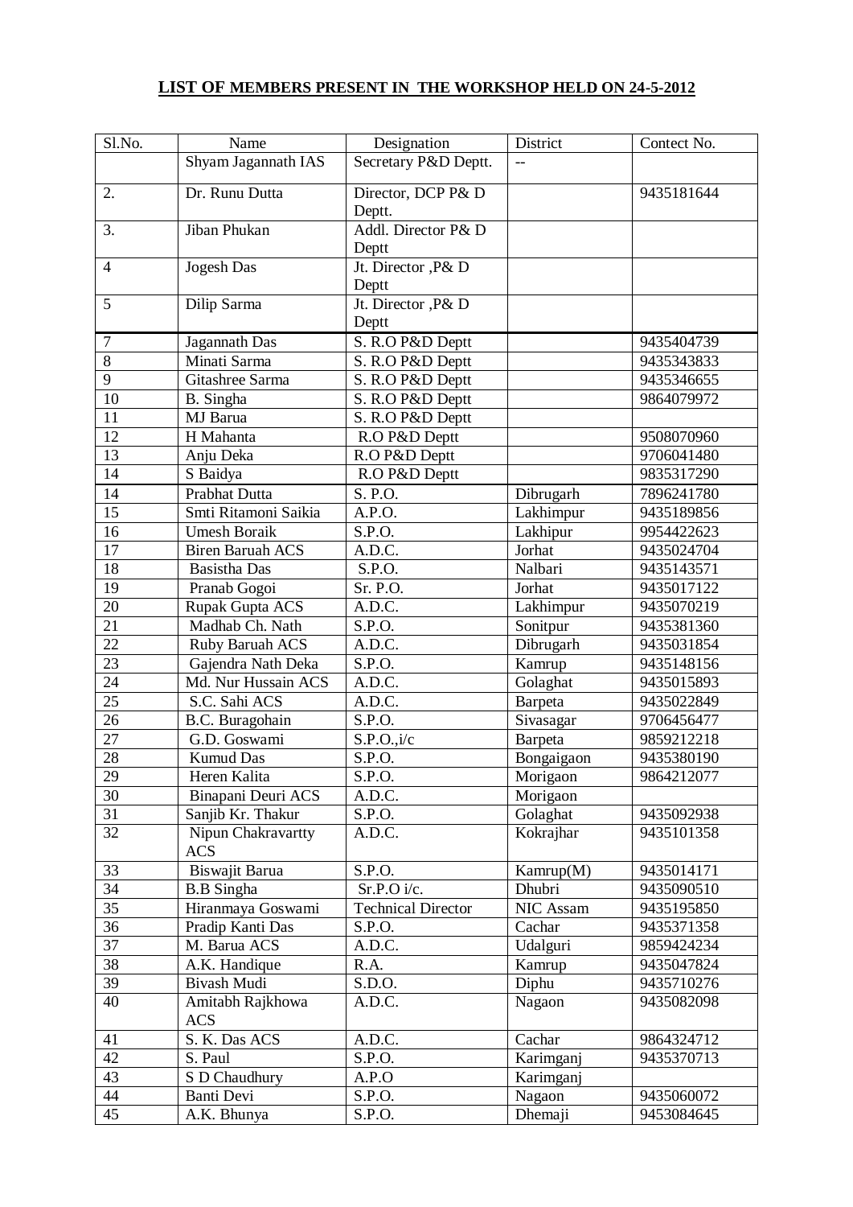**LIST OF MEMBERS PRESENT IN THE WORKSHOP HELD ON 24-5-2012**

| Sl.No. | Name | Designation | District | Contect No. |
|---|---|---|---|---|
| | Shyam Jagannath IAS | Secretary P&D Deptt. | -- | |
| 2. | Dr. Runu Dutta | Director, DCP P& D Deptt. | | 9435181644 |
| 3. | Jiban Phukan | Addl. Director P& D Deptt | | |
| 4 | Jogesh Das | Jt. Director ,P& D Deptt | | |
| 5 | Dilip Sarma | Jt. Director ,P& D Deptt | | |
| 7 | Jagannath Das | S. R.O P&D Deptt | | 9435404739 |
| 8 | Minati Sarma | S. R.O P&D Deptt | | 9435343833 |
| 9 | Gitashree Sarma | S. R.O P&D Deptt | | 9435346655 |
| 10 | B. Singha | S. R.O P&D Deptt | | 9864079972 |
| 11 | MJ Barua | S. R.O P&D Deptt | | |
| 12 | H Mahanta | R.O P&D Deptt | | 9508070960 |
| 13 | Anju Deka | R.O P&D Deptt | | 9706041480 |
| 14 | S Baidya | R.O P&D Deptt | | 9835317290 |
| 14 | Prabhat Dutta | S. P.O. | Dibrugarh | 7896241780 |
| 15 | Smti Ritamoni Saikia | A.P.O. | Lakhimpur | 9435189856 |
| 16 | Umesh Boraik | S.P.O. | Lakhipur | 9954422623 |
| 17 | Biren Baruah ACS | A.D.C. | Jorhat | 9435024704 |
| 18 | Basistha Das | S.P.O. | Nalbari | 9435143571 |
| 19 | Pranab Gogoi | Sr. P.O. | Jorhat | 9435017122 |
| 20 | Rupak Gupta ACS | A.D.C. | Lakhimpur | 9435070219 |
| 21 | Madhab Ch. Nath | S.P.O. | Sonitpur | 9435381360 |
| 22 | Ruby Baruah ACS | A.D.C. | Dibrugarh | 9435031854 |
| 23 | Gajendra Nath Deka | S.P.O. | Kamrup | 9435148156 |
| 24 | Md. Nur Hussain ACS | A.D.C. | Golaghat | 9435015893 |
| 25 | S.C. Sahi ACS | A.D.C. | Barpeta | 9435022849 |
| 26 | B.C. Buragohain | S.P.O. | Sivasagar | 9706456477 |
| 27 | G.D. Goswami | S.P.O.,i/c | Barpeta | 9859212218 |
| 28 | Kumud Das | S.P.O. | Bongaigaon | 9435380190 |
| 29 | Heren Kalita | S.P.O. | Morigaon | 9864212077 |
| 30 | Binapani Deuri ACS | A.D.C. | Morigaon | |
| 31 | Sanjib Kr. Thakur | S.P.O. | Golaghat | 9435092938 |
| 32 | Nipun Chakravartty ACS | A.D.C. | Kokrajhar | 9435101358 |
| 33 | Biswajit Barua | S.P.O. | Kamrup(M) | 9435014171 |
| 34 | B.B Singha | Sr.P.O i/c. | Dhubri | 9435090510 |
| 35 | Hiranmaya Goswami | Technical Director | NIC Assam | 9435195850 |
| 36 | Pradip Kanti Das | S.P.O. | Cachar | 9435371358 |
| 37 | M. Barua ACS | A.D.C. | Udalguri | 9859424234 |
| 38 | A.K. Handique | R.A. | Kamrup | 9435047824 |
| 39 | Bivash Mudi | S.D.O. | Diphu | 9435710276 |
| 40 | Amitabh Rajkhowa ACS | A.D.C. | Nagaon | 9435082098 |
| 41 | S. K. Das ACS | A.D.C. | Cachar | 9864324712 |
| 42 | S. Paul | S.P.O. | Karimganj | 9435370713 |
| 43 | S D Chaudhury | A.P.O | Karimganj | |
| 44 | Banti Devi | S.P.O. | Nagaon | 9435060072 |
| 45 | A.K. Bhunya | S.P.O. | Dhemaji | 9453084645 |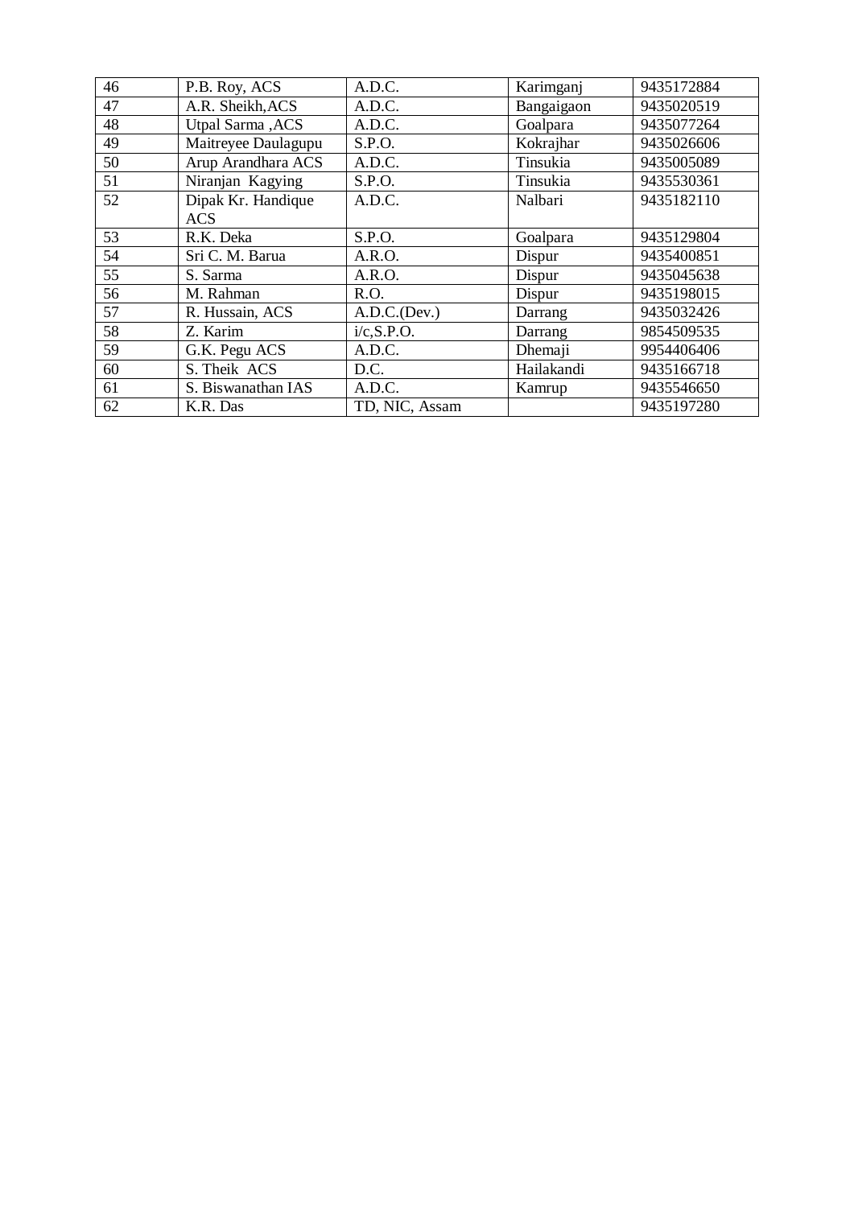| | | | | |
|---|---|---|---|---|
| 46 | P.B. Roy, ACS | A.D.C. | Karimganj | 9435172884 |
| 47 | A.R. Sheikh,ACS | A.D.C. | Bangaigaon | 9435020519 |
| 48 | Utpal Sarma ,ACS | A.D.C. | Goalpara | 9435077264 |
| 49 | Maitreyee Daulagupu | S.P.O. | Kokrajhar | 9435026606 |
| 50 | Arup Arandhara ACS | A.D.C. | Tinsukia | 9435005089 |
| 51 | Niranjan Kagying | S.P.O. | Tinsukia | 9435530361 |
| 52 | Dipak Kr. Handique ACS | A.D.C. | Nalbari | 9435182110 |
| 53 | R.K. Deka | S.P.O. | Goalpara | 9435129804 |
| 54 | Sri C. M. Barua | A.R.O. | Dispur | 9435400851 |
| 55 | S. Sarma | A.R.O. | Dispur | 9435045638 |
| 56 | M. Rahman | R.O. | Dispur | 9435198015 |
| 57 | R. Hussain, ACS | A.D.C.(Dev.) | Darrang | 9435032426 |
| 58 | Z. Karim | i/c,S.P.O. | Darrang | 9854509535 |
| 59 | G.K. Pegu ACS | A.D.C. | Dhemaji | 9954406406 |
| 60 | S. Theik ACS | D.C. | Hailakandi | 9435166718 |
| 61 | S. Biswanathan IAS | A.D.C. | Kamrup | 9435546650 |
| 62 | K.R. Das | TD, NIC, Assam | | 9435197280 |